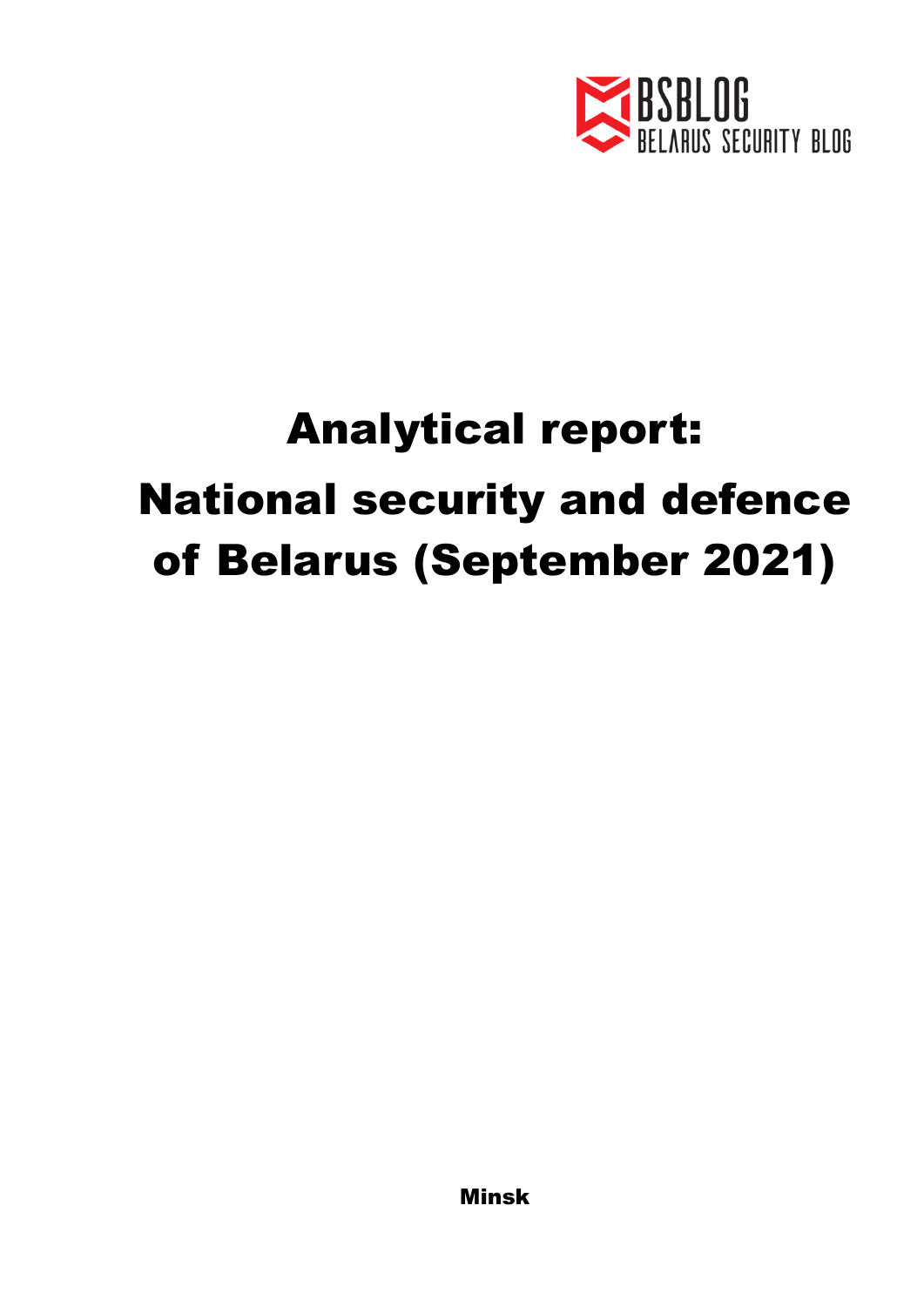BSBLOG
BELARUS SECURITY BLOG

# Analytical report: National security and defence of Belarus (September 2021)

Minsk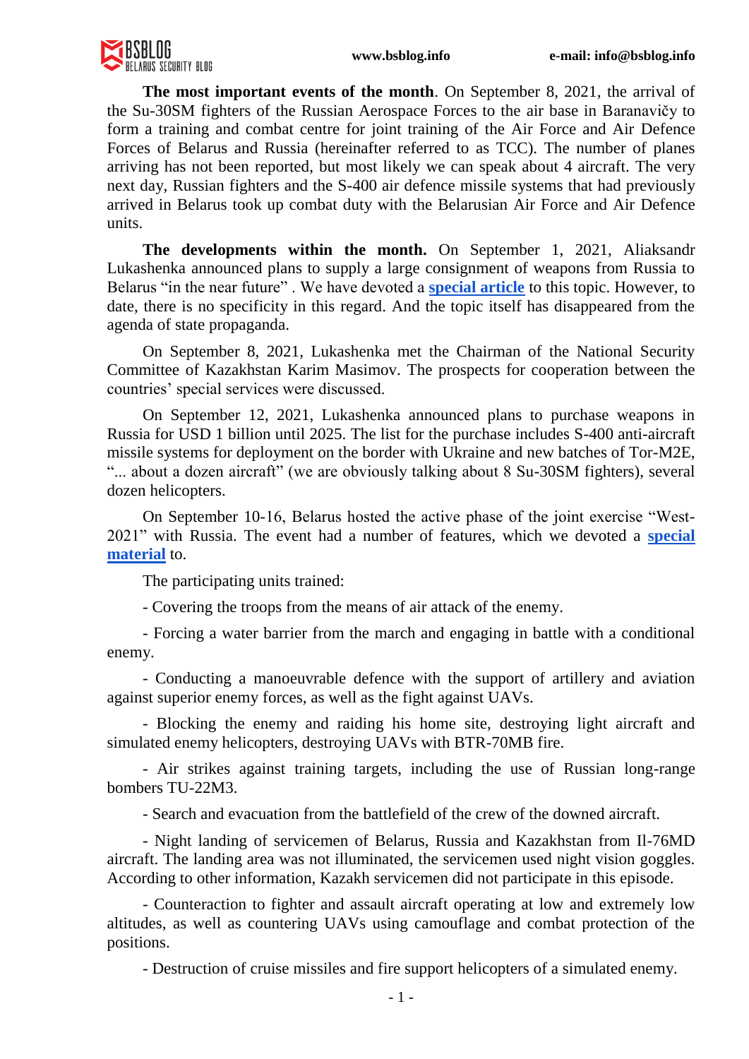**The most important events of the month**. On September 8, 2021, the arrival of the Su-30SM fighters of the Russian Aerospace Forces to the air base in Baranavičy to form a training and combat centre for joint training of the Air Force and Air Defence Forces of Belarus and Russia (hereinafter referred to as TCC). The number of planes arriving has not been reported, but most likely we can speak about 4 aircraft. The very next day, Russian fighters and the S-400 air defence missile systems that had previously arrived in Belarus took up combat duty with the Belarusian Air Force and Air Defence units.

**The developments within the month.** On September 1, 2021, Aliaksandr Lukashenka announced plans to supply a large consignment of weapons from Russia to Belarus "in the near future" . We have devoted a **special article** to this topic. However, to date, there is no specificity in this regard. And the topic itself has disappeared from the agenda of state propaganda.

On September 8, 2021, Lukashenka met the Chairman of the National Security Committee of Kazakhstan Karim Masimov. The prospects for cooperation between the countries' special services were discussed.

On September 12, 2021, Lukashenka announced plans to purchase weapons in Russia for USD 1 billion until 2025. The list for the purchase includes S-400 anti-aircraft missile systems for deployment on the border with Ukraine and new batches of Tor-M2E, "... about a dozen aircraft" (we are obviously talking about 8 Su-30SM fighters), several dozen helicopters.

On September 10-16, Belarus hosted the active phase of the joint exercise "West-2021" with Russia. The event had a number of features, which we devoted a **special material** to.

The participating units trained:

- Covering the troops from the means of air attack of the enemy.

- Forcing a water barrier from the march and engaging in battle with a conditional enemy.

- Conducting a manoeuvrable defence with the support of artillery and aviation against superior enemy forces, as well as the fight against UAVs.

- Blocking the enemy and raiding his home site, destroying light aircraft and simulated enemy helicopters, destroying UAVs with BTR-70MB fire.

- Air strikes against training targets, including the use of Russian long-range bombers TU-22M3.

- Search and evacuation from the battlefield of the crew of the downed aircraft.

- Night landing of servicemen of Belarus, Russia and Kazakhstan from Il-76MD aircraft. The landing area was not illuminated, the servicemen used night vision goggles. According to other information, Kazakh servicemen did not participate in this episode.

- Counteraction to fighter and assault aircraft operating at low and extremely low altitudes, as well as countering UAVs using camouflage and combat protection of the positions.

- Destruction of cruise missiles and fire support helicopters of a simulated enemy.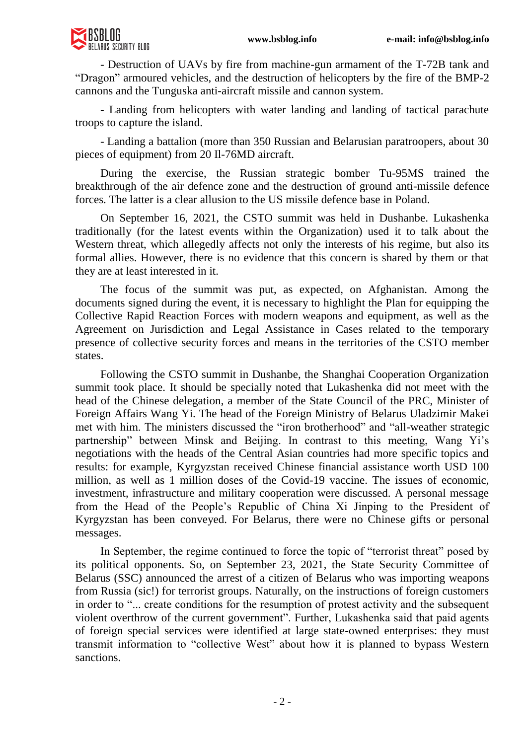- Destruction of UAVs by fire from machine-gun armament of the T-72B tank and "Dragon" armoured vehicles, and the destruction of helicopters by the fire of the BMP-2 cannons and the Tunguska anti-aircraft missile and cannon system.

- Landing from helicopters with water landing and landing of tactical parachute troops to capture the island.

- Landing a battalion (more than 350 Russian and Belarusian paratroopers, about 30 pieces of equipment) from 20 Il-76MD aircraft.

During the exercise, the Russian strategic bomber Tu-95MS trained the breakthrough of the air defence zone and the destruction of ground anti-missile defence forces. The latter is a clear allusion to the US missile defence base in Poland.

On September 16, 2021, the CSTO summit was held in Dushanbe. Lukashenka traditionally (for the latest events within the Organization) used it to talk about the Western threat, which allegedly affects not only the interests of his regime, but also its formal allies. However, there is no evidence that this concern is shared by them or that they are at least interested in it.

The focus of the summit was put, as expected, on Afghanistan. Among the documents signed during the event, it is necessary to highlight the Plan for equipping the Collective Rapid Reaction Forces with modern weapons and equipment, as well as the Agreement on Jurisdiction and Legal Assistance in Cases related to the temporary presence of collective security forces and means in the territories of the CSTO member states.

Following the CSTO summit in Dushanbe, the Shanghai Cooperation Organization summit took place. It should be specially noted that Lukashenka did not meet with the head of the Chinese delegation, a member of the State Council of the PRC, Minister of Foreign Affairs Wang Yi. The head of the Foreign Ministry of Belarus Uladzimir Makei met with him. The ministers discussed the "iron brotherhood" and "all-weather strategic partnership" between Minsk and Beijing. In contrast to this meeting, Wang Yi's negotiations with the heads of the Central Asian countries had more specific topics and results: for example, Kyrgyzstan received Chinese financial assistance worth USD 100 million, as well as 1 million doses of the Covid-19 vaccine. The issues of economic, investment, infrastructure and military cooperation were discussed. A personal message from the Head of the People's Republic of China Xi Jinping to the President of Kyrgyzstan has been conveyed. For Belarus, there were no Chinese gifts or personal messages.

In September, the regime continued to force the topic of "terrorist threat" posed by its political opponents. So, on September 23, 2021, the State Security Committee of Belarus (SSC) announced the arrest of a citizen of Belarus who was importing weapons from Russia (sic!) for terrorist groups. Naturally, on the instructions of foreign customers in order to "... create conditions for the resumption of protest activity and the subsequent violent overthrow of the current government". Further, Lukashenka said that paid agents of foreign special services were identified at large state-owned enterprises: they must transmit information to "collective West" about how it is planned to bypass Western sanctions.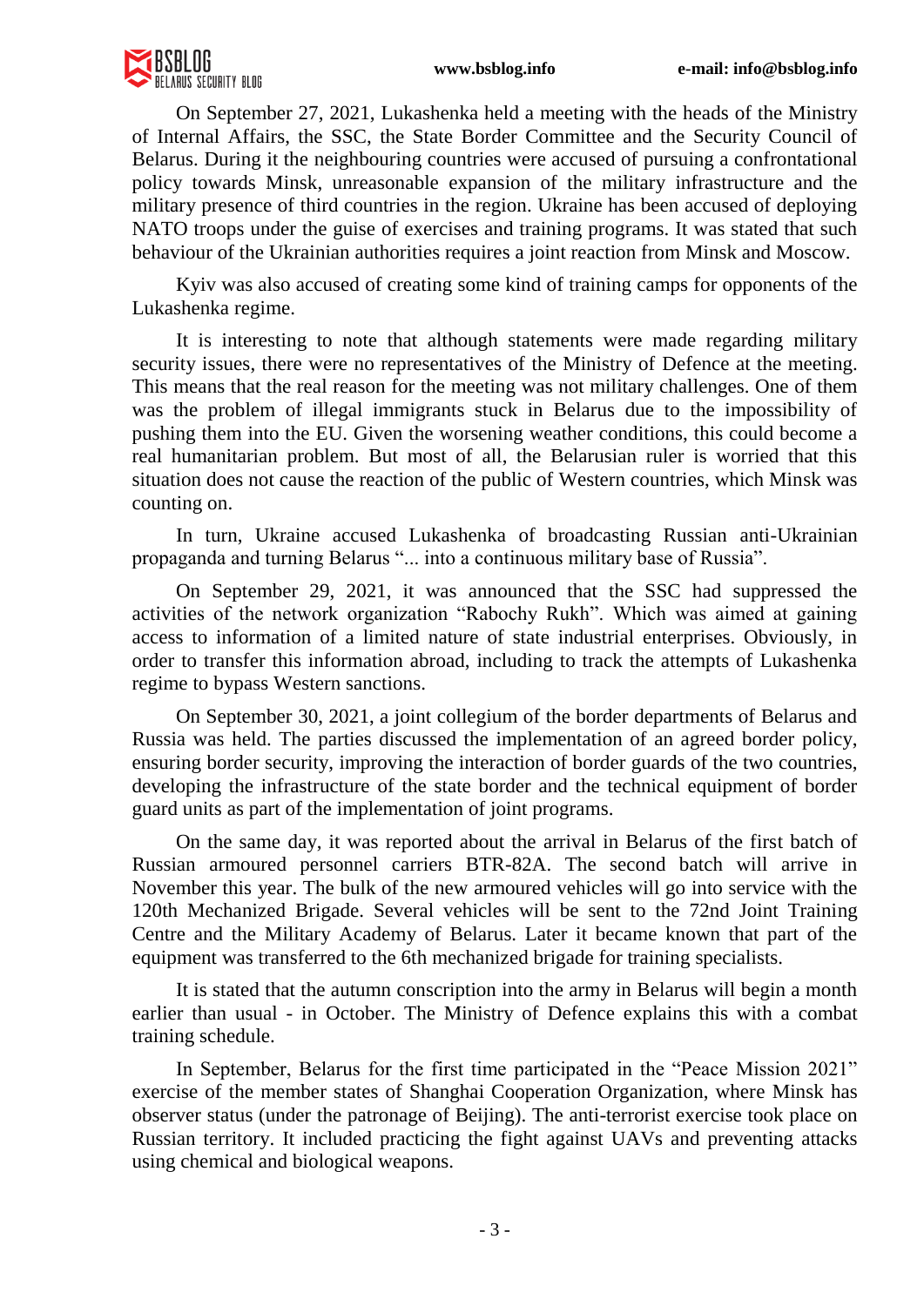On September 27, 2021, Lukashenka held a meeting with the heads of the Ministry of Internal Affairs, the SSC, the State Border Committee and the Security Council of Belarus. During it the neighbouring countries were accused of pursuing a confrontational policy towards Minsk, unreasonable expansion of the military infrastructure and the military presence of third countries in the region. Ukraine has been accused of deploying NATO troops under the guise of exercises and training programs. It was stated that such behaviour of the Ukrainian authorities requires a joint reaction from Minsk and Moscow.

Kyiv was also accused of creating some kind of training camps for opponents of the Lukashenka regime.

It is interesting to note that although statements were made regarding military security issues, there were no representatives of the Ministry of Defence at the meeting. This means that the real reason for the meeting was not military challenges. One of them was the problem of illegal immigrants stuck in Belarus due to the impossibility of pushing them into the EU. Given the worsening weather conditions, this could become a real humanitarian problem. But most of all, the Belarusian ruler is worried that this situation does not cause the reaction of the public of Western countries, which Minsk was counting on.

In turn, Ukraine accused Lukashenka of broadcasting Russian anti-Ukrainian propaganda and turning Belarus "... into a continuous military base of Russia".

On September 29, 2021, it was announced that the SSC had suppressed the activities of the network organization "Rabochy Rukh". Which was aimed at gaining access to information of a limited nature of state industrial enterprises. Obviously, in order to transfer this information abroad, including to track the attempts of Lukashenka regime to bypass Western sanctions.

On September 30, 2021, a joint collegium of the border departments of Belarus and Russia was held. The parties discussed the implementation of an agreed border policy, ensuring border security, improving the interaction of border guards of the two countries, developing the infrastructure of the state border and the technical equipment of border guard units as part of the implementation of joint programs.

On the same day, it was reported about the arrival in Belarus of the first batch of Russian armoured personnel carriers BTR-82A. The second batch will arrive in November this year. The bulk of the new armoured vehicles will go into service with the 120th Mechanized Brigade. Several vehicles will be sent to the 72nd Joint Training Centre and the Military Academy of Belarus. Later it became known that part of the equipment was transferred to the 6th mechanized brigade for training specialists.

It is stated that the autumn conscription into the army in Belarus will begin a month earlier than usual - in October. The Ministry of Defence explains this with a combat training schedule.

In September, Belarus for the first time participated in the "Peace Mission 2021" exercise of the member states of Shanghai Cooperation Organization, where Minsk has observer status (under the patronage of Beijing). The anti-terrorist exercise took place on Russian territory. It included practicing the fight against UAVs and preventing attacks using chemical and biological weapons.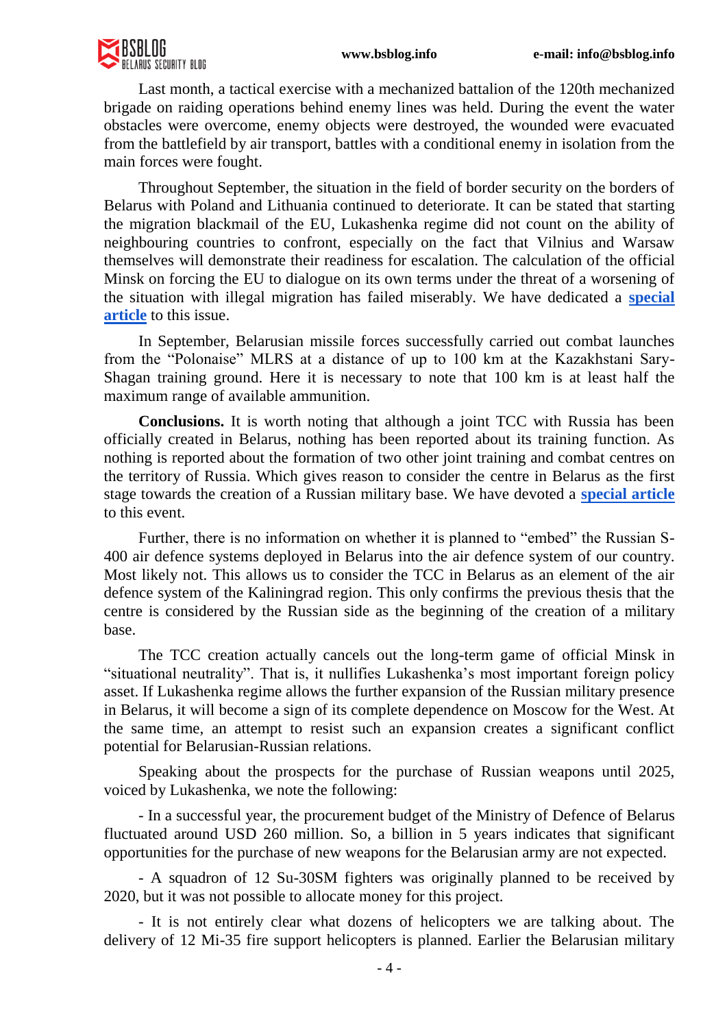Last month, a tactical exercise with a mechanized battalion of the 120th mechanized brigade on raiding operations behind enemy lines was held. During the event the water obstacles were overcome, enemy objects were destroyed, the wounded were evacuated from the battlefield by air transport, battles with a conditional enemy in isolation from the main forces were fought.

Throughout September, the situation in the field of border security on the borders of Belarus with Poland and Lithuania continued to deteriorate. It can be stated that starting the migration blackmail of the EU, Lukashenka regime did not count on the ability of neighbouring countries to confront, especially on the fact that Vilnius and Warsaw themselves will demonstrate their readiness for escalation. The calculation of the official Minsk on forcing the EU to dialogue on its own terms under the threat of a worsening of the situation with illegal migration has failed miserably. We have dedicated a **special article** to this issue.

In September, Belarusian missile forces successfully carried out combat launches from the "Polonaise" MLRS at a distance of up to 100 km at the Kazakhstani Sary-Shagan training ground. Here it is necessary to note that 100 km is at least half the maximum range of available ammunition.

**Conclusions.** It is worth noting that although a joint TCC with Russia has been officially created in Belarus, nothing has been reported about its training function. As nothing is reported about the formation of two other joint training and combat centres on the territory of Russia. Which gives reason to consider the centre in Belarus as the first stage towards the creation of a Russian military base. We have devoted a **special article** to this event.

Further, there is no information on whether it is planned to "embed" the Russian S-400 air defence systems deployed in Belarus into the air defence system of our country. Most likely not. This allows us to consider the TCC in Belarus as an element of the air defence system of the Kaliningrad region. This only confirms the previous thesis that the centre is considered by the Russian side as the beginning of the creation of a military base.

The TCC creation actually cancels out the long-term game of official Minsk in "situational neutrality". That is, it nullifies Lukashenka's most important foreign policy asset. If Lukashenka regime allows the further expansion of the Russian military presence in Belarus, it will become a sign of its complete dependence on Moscow for the West. At the same time, an attempt to resist such an expansion creates a significant conflict potential for Belarusian-Russian relations.

Speaking about the prospects for the purchase of Russian weapons until 2025, voiced by Lukashenka, we note the following:

- In a successful year, the procurement budget of the Ministry of Defence of Belarus fluctuated around USD 260 million. So, a billion in 5 years indicates that significant opportunities for the purchase of new weapons for the Belarusian army are not expected.

- A squadron of 12 Su-30SM fighters was originally planned to be received by 2020, but it was not possible to allocate money for this project.

- It is not entirely clear what dozens of helicopters we are talking about. The delivery of 12 Mi-35 fire support helicopters is planned. Earlier the Belarusian military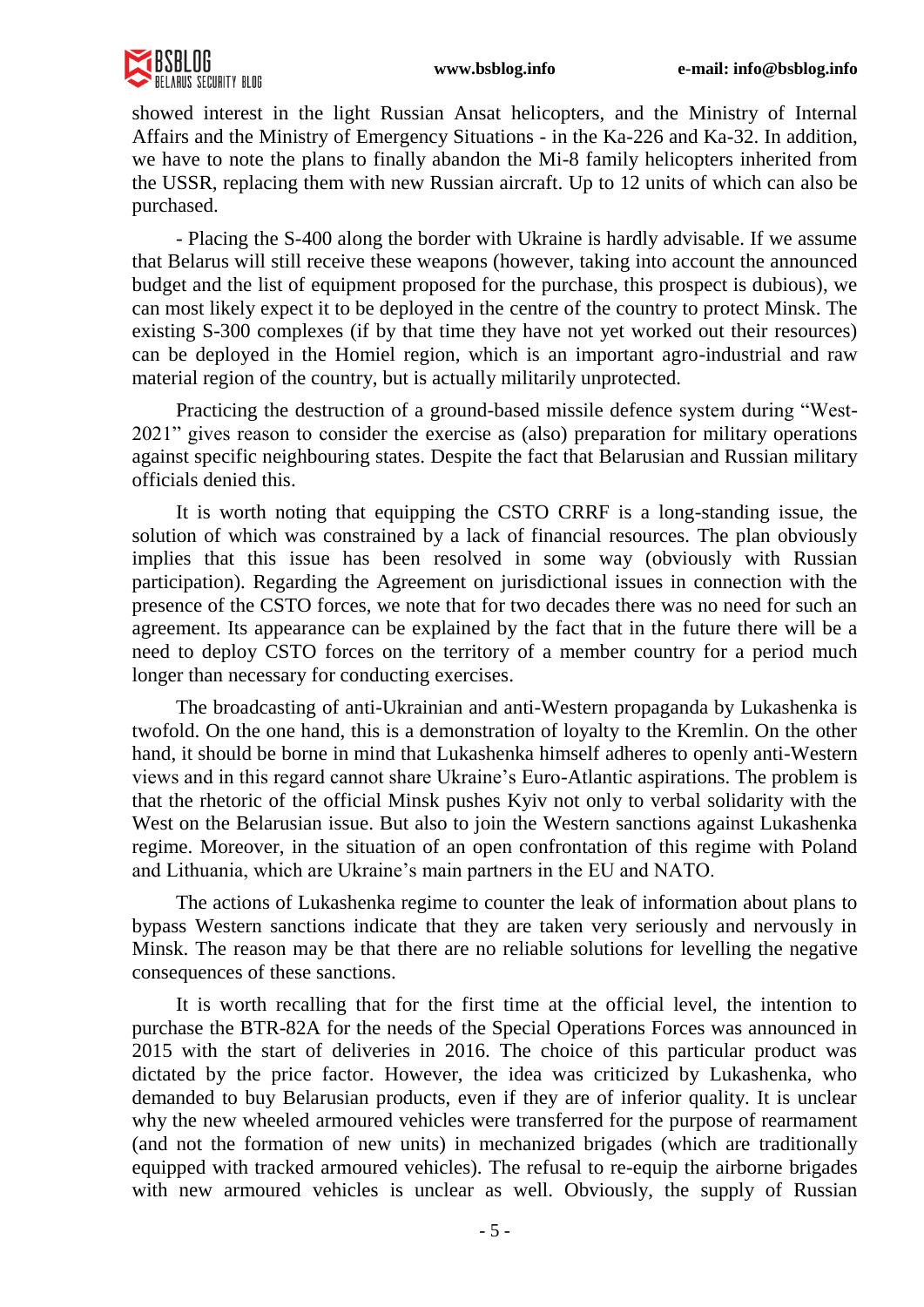showed interest in the light Russian Ansat helicopters, and the Ministry of Internal Affairs and the Ministry of Emergency Situations - in the Ka-226 and Ka-32. In addition, we have to note the plans to finally abandon the Mi-8 family helicopters inherited from the USSR, replacing them with new Russian aircraft. Up to 12 units of which can also be purchased.

- Placing the S-400 along the border with Ukraine is hardly advisable. If we assume that Belarus will still receive these weapons (however, taking into account the announced budget and the list of equipment proposed for the purchase, this prospect is dubious), we can most likely expect it to be deployed in the centre of the country to protect Minsk. The existing S-300 complexes (if by that time they have not yet worked out their resources) can be deployed in the Homiel region, which is an important agro-industrial and raw material region of the country, but is actually militarily unprotected.

Practicing the destruction of a ground-based missile defence system during “West-2021” gives reason to consider the exercise as (also) preparation for military operations against specific neighbouring states. Despite the fact that Belarusian and Russian military officials denied this.

It is worth noting that equipping the CSTO CRRF is a long-standing issue, the solution of which was constrained by a lack of financial resources. The plan obviously implies that this issue has been resolved in some way (obviously with Russian participation). Regarding the Agreement on jurisdictional issues in connection with the presence of the CSTO forces, we note that for two decades there was no need for such an agreement. Its appearance can be explained by the fact that in the future there will be a need to deploy CSTO forces on the territory of a member country for a period much longer than necessary for conducting exercises.

The broadcasting of anti-Ukrainian and anti-Western propaganda by Lukashenka is twofold. On the one hand, this is a demonstration of loyalty to the Kremlin. On the other hand, it should be borne in mind that Lukashenka himself adheres to openly anti-Western views and in this regard cannot share Ukraine’s Euro-Atlantic aspirations. The problem is that the rhetoric of the official Minsk pushes Kyiv not only to verbal solidarity with the West on the Belarusian issue. But also to join the Western sanctions against Lukashenka regime. Moreover, in the situation of an open confrontation of this regime with Poland and Lithuania, which are Ukraine’s main partners in the EU and NATO.

The actions of Lukashenka regime to counter the leak of information about plans to bypass Western sanctions indicate that they are taken very seriously and nervously in Minsk. The reason may be that there are no reliable solutions for levelling the negative consequences of these sanctions.

It is worth recalling that for the first time at the official level, the intention to purchase the BTR-82A for the needs of the Special Operations Forces was announced in 2015 with the start of deliveries in 2016. The choice of this particular product was dictated by the price factor. However, the idea was criticized by Lukashenka, who demanded to buy Belarusian products, even if they are of inferior quality. It is unclear why the new wheeled armoured vehicles were transferred for the purpose of rearmament (and not the formation of new units) in mechanized brigades (which are traditionally equipped with tracked armoured vehicles). The refusal to re-equip the airborne brigades with new armoured vehicles is unclear as well. Obviously, the supply of Russian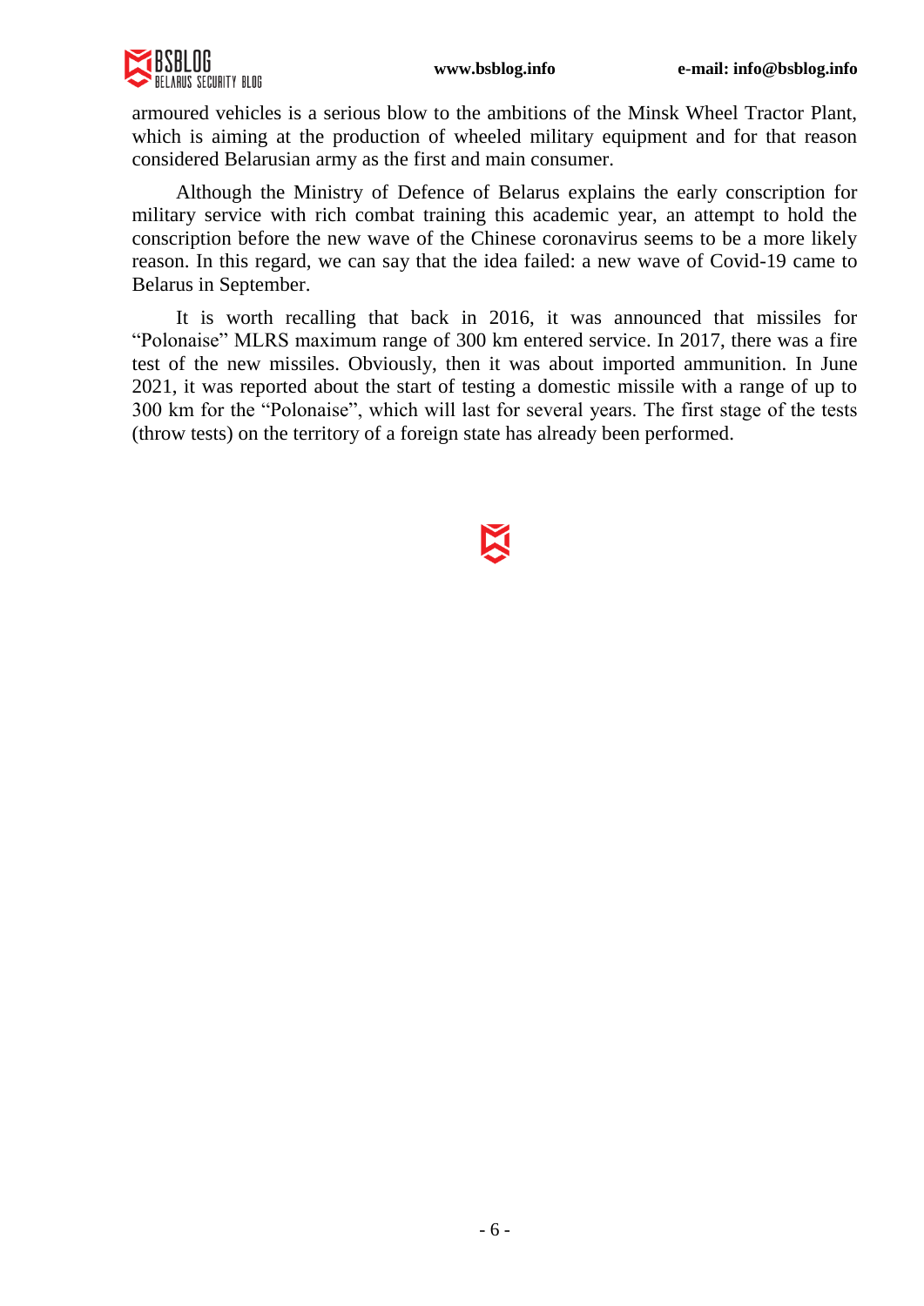armoured vehicles is a serious blow to the ambitions of the Minsk Wheel Tractor Plant, which is aiming at the production of wheeled military equipment and for that reason considered Belarusian army as the first and main consumer.

Although the Ministry of Defence of Belarus explains the early conscription for military service with rich combat training this academic year, an attempt to hold the conscription before the new wave of the Chinese coronavirus seems to be a more likely reason. In this regard, we can say that the idea failed: a new wave of Covid-19 came to Belarus in September.

It is worth recalling that back in 2016, it was announced that missiles for "Polonaise" MLRS maximum range of 300 km entered service. In 2017, there was a fire test of the new missiles. Obviously, then it was about imported ammunition. In June 2021, it was reported about the start of testing a domestic missile with a range of up to 300 km for the "Polonaise", which will last for several years. The first stage of the tests (throw tests) on the territory of a foreign state has already been performed.